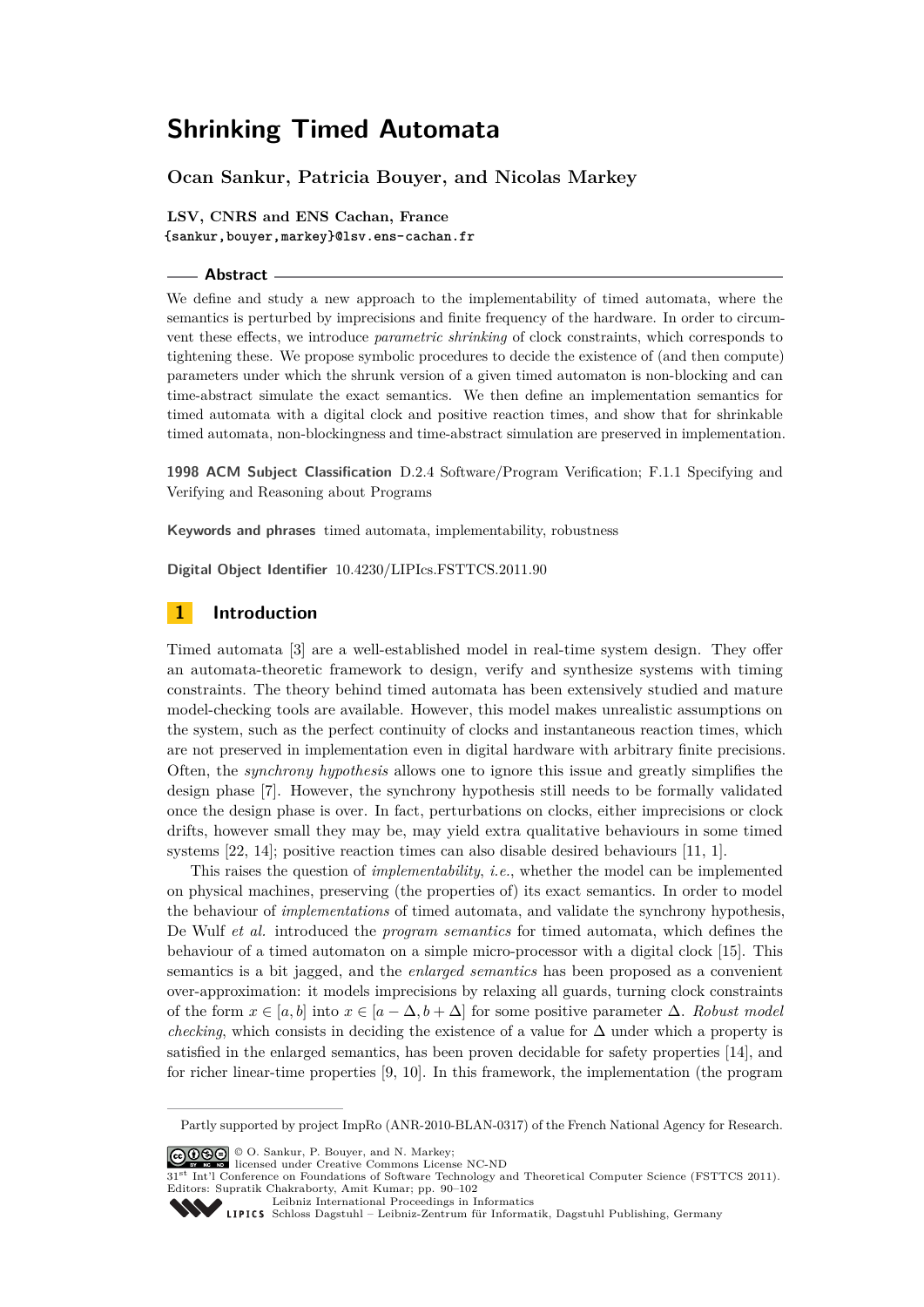# Shrinking Timed Automata

**Ocan Sankur, Patricia Bouyer, and Nicolas Markey**

**LSV, CNRS and ENS Cachan, France**
{sankur,bouyer,markey}@lsv.ens-cachan.fr

## Abstract

We define and study a new approach to the implementability of timed automata, where the semantics is perturbed by imprecisions and finite frequency of the hardware. In order to circumvent these effects, we introduce *parametric shrinking* of clock constraints, which corresponds to tightening these. We propose symbolic procedures to decide the existence of (and then compute) parameters under which the shrunk version of a given timed automaton is non-blocking and can time-abstract simulate the exact semantics. We then define an implementation semantics for timed automata with a digital clock and positive reaction times, and show that for shrinkable timed automata, non-blockingness and time-abstract simulation are preserved in implementation.

**1998 ACM Subject Classification** D.2.4 Software/Program Verification; F.1.1 Specifying and Verifying and Reasoning about Programs

**Keywords and phrases** timed automata, implementability, robustness

**Digital Object Identifier** 10.4230/LIPIcs.FSTTCS.2011.90

## 1 Introduction

Timed automata [3] are a well-established model in real-time system design. They offer an automata-theoretic framework to design, verify and synthesize systems with timing constraints. The theory behind timed automata has been extensively studied and mature model-checking tools are available. However, this model makes unrealistic assumptions on the system, such as the perfect continuity of clocks and instantaneous reaction times, which are not preserved in implementation even in digital hardware with arbitrary finite precisions. Often, the *synchrony hypothesis* allows one to ignore this issue and greatly simplifies the design phase [7]. However, the synchrony hypothesis still needs to be formally validated once the design phase is over. In fact, perturbations on clocks, either imprecisions or clock drifts, however small they may be, may yield extra qualitative behaviours in some timed systems [22, 14]; positive reaction times can also disable desired behaviours [11, 1].

This raises the question of *implementability*, *i.e.*, whether the model can be implemented on physical machines, preserving (the properties of) its exact semantics. In order to model the behaviour of *implementations* of timed automata, and validate the synchrony hypothesis, De Wulf *et al.* introduced the *program semantics* for timed automata, which defines the behaviour of a timed automaton on a simple micro-processor with a digital clock [15]. This semantics is a bit jagged, and the *enlarged semantics* has been proposed as a convenient over-approximation: it models imprecisions by relaxing all guards, turning clock constraints of the form $x \in [a, b]$ into $x \in [a - \Delta, b + \Delta]$ for some positive parameter $\Delta$. *Robust model checking*, which consists in deciding the existence of a value for $\Delta$ under which a property is satisfied in the enlarged semantics, has been proven decidable for safety properties [14], and for richer linear-time properties [9, 10]. In this framework, the implementation (the program

Partly supported by project ImpRo (ANR-2010-BLAN-0317) of the French National Agency for Research.

© O. Sankur, P. Bouyer, and N. Markey;
licensed under Creative Commons License NC-ND
31st Int'l Conference on Foundations of Software Technology and Theoretical Computer Science (FSTTCS 2011).
Editors: Supratik Chakraborty, Amit Kumar; pp. 90–102
Leibniz International Proceedings in Informatics
Schloss Dagstuhl – Leibniz-Zentrum für Informatik, Dagstuhl Publishing, Germany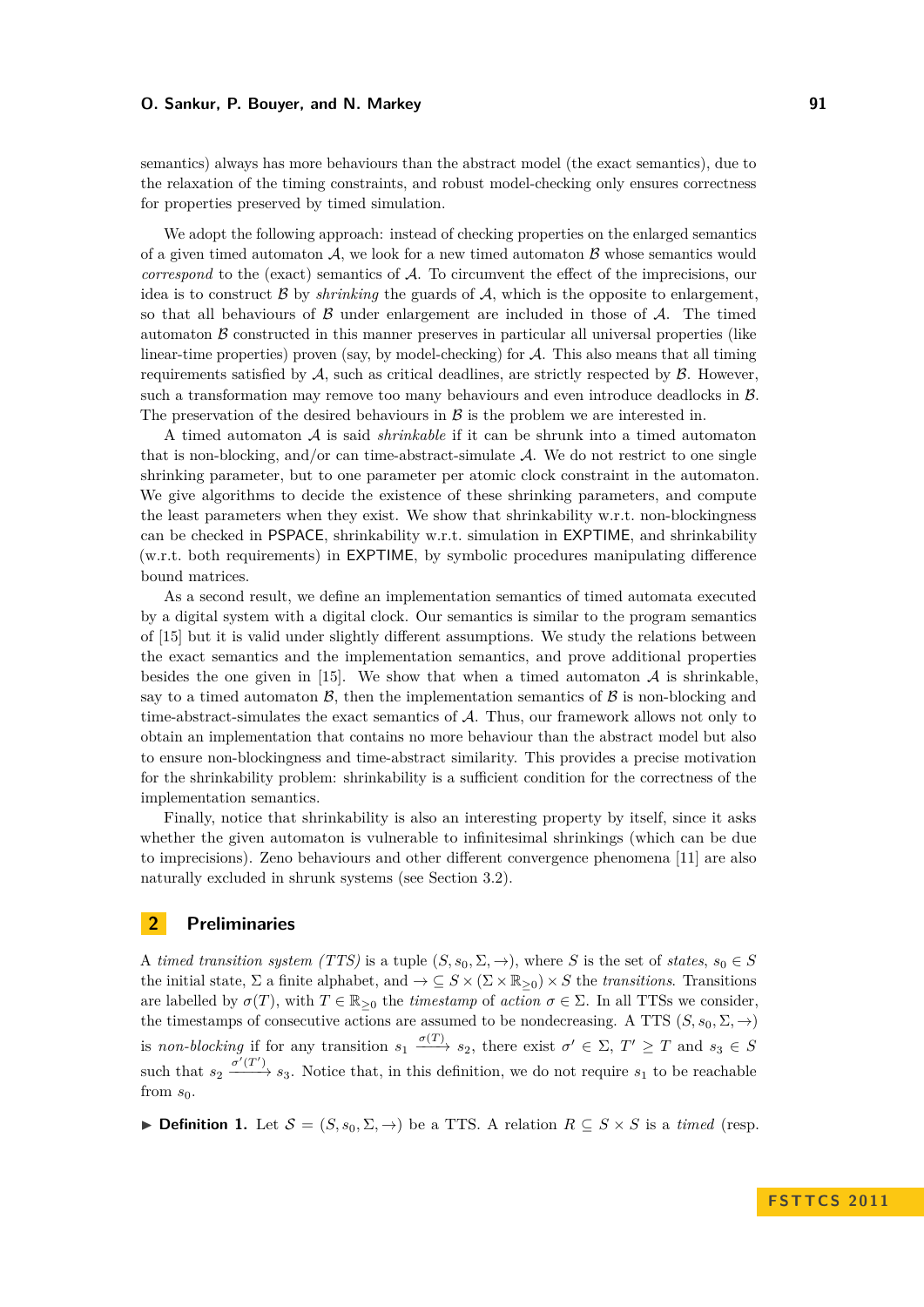semantics) always has more behaviours than the abstract model (the exact semantics), due to the relaxation of the timing constraints, and robust model-checking only ensures correctness for properties preserved by timed simulation.

We adopt the following approach: instead of checking properties on the enlarged semantics of a given timed automaton $\mathcal{A}$, we look for a new timed automaton $\mathcal{B}$ whose semantics would *correspond* to the (exact) semantics of $\mathcal{A}$. To circumvent the effect of the imprecisions, our idea is to construct $\mathcal{B}$ by *shrinking* the guards of $\mathcal{A}$, which is the opposite to enlargement, so that all behaviours of $\mathcal{B}$ under enlargement are included in those of $\mathcal{A}$. The timed automaton $\mathcal{B}$ constructed in this manner preserves in particular all universal properties (like linear-time properties) proven (say, by model-checking) for $\mathcal{A}$. This also means that all timing requirements satisfied by $\mathcal{A}$, such as critical deadlines, are strictly respected by $\mathcal{B}$. However, such a transformation may remove too many behaviours and even introduce deadlocks in $\mathcal{B}$. The preservation of the desired behaviours in $\mathcal{B}$ is the problem we are interested in.

A timed automaton $\mathcal{A}$ is said *shrinkable* if it can be shrunk into a timed automaton that is non-blocking, and/or can time-abstract-simulate $\mathcal{A}$. We do not restrict to one single shrinking parameter, but to one parameter per atomic clock constraint in the automaton. We give algorithms to decide the existence of these shrinking parameters, and compute the least parameters when they exist. We show that shrinkability w.r.t. non-blockingness can be checked in PSPACE, shrinkability w.r.t. simulation in EXPTIME, and shrinkability (w.r.t. both requirements) in EXPTIME, by symbolic procedures manipulating difference bound matrices.

As a second result, we define an implementation semantics of timed automata executed by a digital system with a digital clock. Our semantics is similar to the program semantics of [15] but it is valid under slightly different assumptions. We study the relations between the exact semantics and the implementation semantics, and prove additional properties besides the one given in [15]. We show that when a timed automaton $\mathcal{A}$ is shrinkable, say to a timed automaton $\mathcal{B}$, then the implementation semantics of $\mathcal{B}$ is non-blocking and time-abstract-simulates the exact semantics of $\mathcal{A}$. Thus, our framework allows not only to obtain an implementation that contains no more behaviour than the abstract model but also to ensure non-blockingness and time-abstract similarity. This provides a precise motivation for the shrinkability problem: shrinkability is a sufficient condition for the correctness of the implementation semantics.

Finally, notice that shrinkability is also an interesting property by itself, since it asks whether the given automaton is vulnerable to infinitesimal shrinkings (which can be due to imprecisions). Zeno behaviours and other different convergence phenomena [11] are also naturally excluded in shrunk systems (see Section 3.2).

## 2 Preliminaries

A *timed transition system (TTS)* is a tuple $(S, s_0, \Sigma, \rightarrow)$, where $S$ is the set of *states*, $s_0 \in S$ the initial state, $\Sigma$ a finite alphabet, and $\rightarrow \subseteq S \times (\Sigma \times \mathbb{R}_{\geq 0}) \times S$ the *transitions*. Transitions are labelled by $\sigma(T)$, with $T \in \mathbb{R}_{\geq 0}$ the *timestamp* of *action* $\sigma \in \Sigma$. In all TTSs we consider, the timestamps of consecutive actions are assumed to be nondecreasing. A TTS $(S, s_0, \Sigma, \rightarrow)$ is *non-blocking* if for any transition $s_1 \xrightarrow{\sigma(T)} s_2$, there exist $\sigma' \in \Sigma$, $T' \geq T$ and $s_3 \in S$ such that $s_2 \xrightarrow{\sigma'(T')} s_3$. Notice that, in this definition, we do not require $s_1$ to be reachable from $s_0$.

▶ **Definition 1.** Let $\mathcal{S} = (S, s_0, \Sigma, \rightarrow)$ be a TTS. A relation $R \subseteq S \times S$ is a *timed* (resp.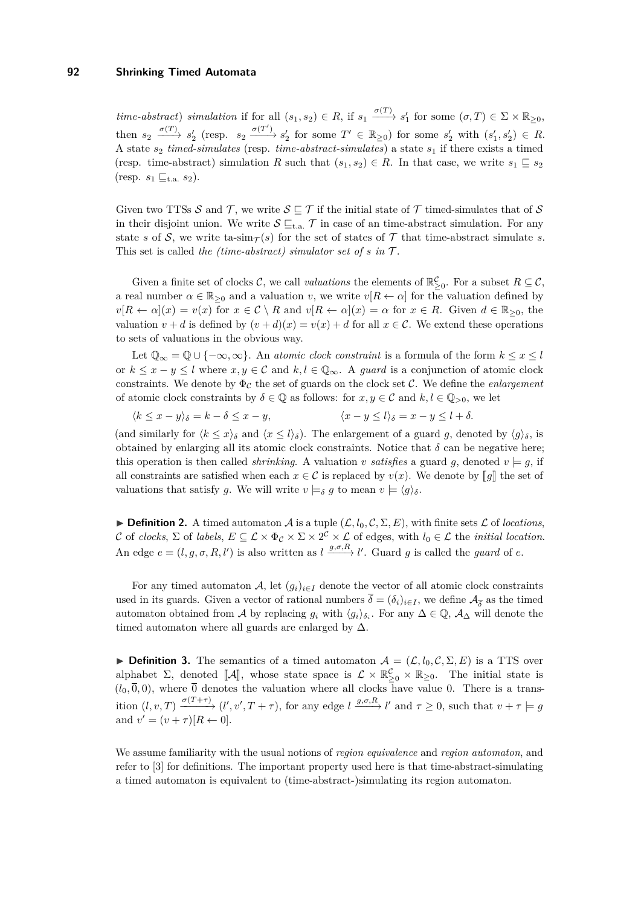*time-abstract*) *simulation* if for all $(s_1, s_2) \in R$, if $s_1 \xrightarrow{\sigma(T)} s_1'$ for some $(\sigma, T) \in \Sigma \times \mathbb{R}_{\geq 0}$, then $s_2 \xrightarrow{\sigma(T)} s_2'$ (resp. $s_2 \xrightarrow{\sigma(T')} s_2'$ for some $T' \in \mathbb{R}_{\geq 0}$) for some $s_2'$ with $(s_1', s_2') \in R$. A state $s_2$ *timed-simulates* (resp. *time-abstract-simulates*) a state $s_1$ if there exists a timed (resp. time-abstract) simulation $R$ such that $(s_1, s_2) \in R$. In that case, we write $s_1 \sqsubseteq s_2$ (resp. $s_1 \sqsubseteq_{\text{t.a.}} s_2$).

Given two TTSs $\mathcal{S}$ and $\mathcal{T}$, we write $\mathcal{S} \sqsubseteq \mathcal{T}$ if the initial state of $\mathcal{T}$ timed-simulates that of $\mathcal{S}$ in their disjoint union. We write $\mathcal{S} \sqsubseteq_{\text{t.a.}} \mathcal{T}$ in case of an time-abstract simulation. For any state $s$ of $\mathcal{S}$, we write $\text{ta-sim}_{\mathcal{T}}(s)$ for the set of states of $\mathcal{T}$ that time-abstract simulate $s$. This set is called *the (time-abstract) simulator set of $s$ in $\mathcal{T}$*.

Given a finite set of clocks $\mathcal{C}$, we call *valuations* the elements of $\mathbb{R}^{\mathcal{C}}_{\geq 0}$. For a subset $R \subseteq \mathcal{C}$, a real number $\alpha \in \mathbb{R}_{\geq 0}$ and a valuation $v$, we write $v[R \leftarrow \alpha]$ for the valuation defined by $v[R \leftarrow \alpha](x) = v(x)$ for $x \in \mathcal{C} \setminus R$ and $v[R \leftarrow \alpha](x) = \alpha$ for $x \in R$. Given $d \in \mathbb{R}_{\geq 0}$, the valuation $v + d$ is defined by $(v + d)(x) = v(x) + d$ for all $x \in \mathcal{C}$. We extend these operations to sets of valuations in the obvious way.

Let $\mathbb{Q}_\infty = \mathbb{Q} \cup \{-\infty, \infty\}$. An *atomic clock constraint* is a formula of the form $k \leq x \leq l$ or $k \leq x - y \leq l$ where $x, y \in \mathcal{C}$ and $k, l \in \mathbb{Q}_\infty$. A *guard* is a conjunction of atomic clock constraints. We denote by $\Phi_{\mathcal{C}}$ the set of guards on the clock set $\mathcal{C}$. We define the *enlargement* of atomic clock constraints by $\delta \in \mathbb{Q}$ as follows: for $x, y \in \mathcal{C}$ and $k, l \in \mathbb{Q}_{>0}$, we let

$$\langle k \leq x - y \rangle_\delta = k - \delta \leq x - y, \qquad \langle x - y \leq l \rangle_\delta = x - y \leq l + \delta.$$

(and similarly for $\langle k \leq x \rangle_\delta$ and $\langle x \leq l \rangle_\delta$). The enlargement of a guard $g$, denoted by $\langle g \rangle_\delta$, is obtained by enlarging all its atomic clock constraints. Notice that $\delta$ can be negative here; this operation is then called *shrinking*. A valuation $v$ *satisfies* a guard $g$, denoted $v \models g$, if all constraints are satisfied when each $x \in \mathcal{C}$ is replaced by $v(x)$. We denote by $[\![g]\!]$ the set of valuations that satisfy $g$. We will write $v \models_\delta g$ to mean $v \models \langle g \rangle_\delta$.

▶ **Definition 2.** A timed automaton $\mathcal{A}$ is a tuple $(\mathcal{L}, l_0, \mathcal{C}, \Sigma, E)$, with finite sets $\mathcal{L}$ of *locations*, $\mathcal{C}$ of *clocks*, $\Sigma$ of *labels*, $E \subseteq \mathcal{L} \times \Phi_{\mathcal{C}} \times \Sigma \times 2^{\mathcal{C}} \times \mathcal{L}$ of edges, with $l_0 \in \mathcal{L}$ the *initial location*. An edge $e = (l, g, \sigma, R, l')$ is also written as $l \xrightarrow{g,\sigma,R} l'$. Guard $g$ is called the *guard* of $e$.

For any timed automaton $\mathcal{A}$, let $(g_i)_{i \in I}$ denote the vector of all atomic clock constraints used in its guards. Given a vector of rational numbers $\overline{\delta} = (\delta_i)_{i \in I}$, we define $\mathcal{A}_{\overline{\delta}}$ as the timed automaton obtained from $\mathcal{A}$ by replacing $g_i$ with $\langle g_i \rangle_{\delta_i}$. For any $\Delta \in \mathbb{Q}$, $\mathcal{A}_\Delta$ will denote the timed automaton where all guards are enlarged by $\Delta$.

▶ **Definition 3.** The semantics of a timed automaton $\mathcal{A} = (\mathcal{L}, l_0, \mathcal{C}, \Sigma, E)$ is a TTS over alphabet $\Sigma$, denoted $[\![\mathcal{A}]\!]$, whose state space is $\mathcal{L} \times \mathbb{R}^{\mathcal{C}}_{\geq 0} \times \mathbb{R}_{\geq 0}$. The initial state is $(l_0, \overline{0}, 0)$, where $\overline{0}$ denotes the valuation where all clocks have value 0. There is a transition $(l, v, T) \xrightarrow{\sigma(T+\tau)} (l', v', T + \tau)$, for any edge $l \xrightarrow{g,\sigma,R} l'$ and $\tau \geq 0$, such that $v + \tau \models g$ and $v' = (v + \tau)[R \leftarrow 0]$.

We assume familiarity with the usual notions of *region equivalence* and *region automaton*, and refer to [3] for definitions. The important property used here is that time-abstract-simulating a timed automaton is equivalent to (time-abstract-)simulating its region automaton.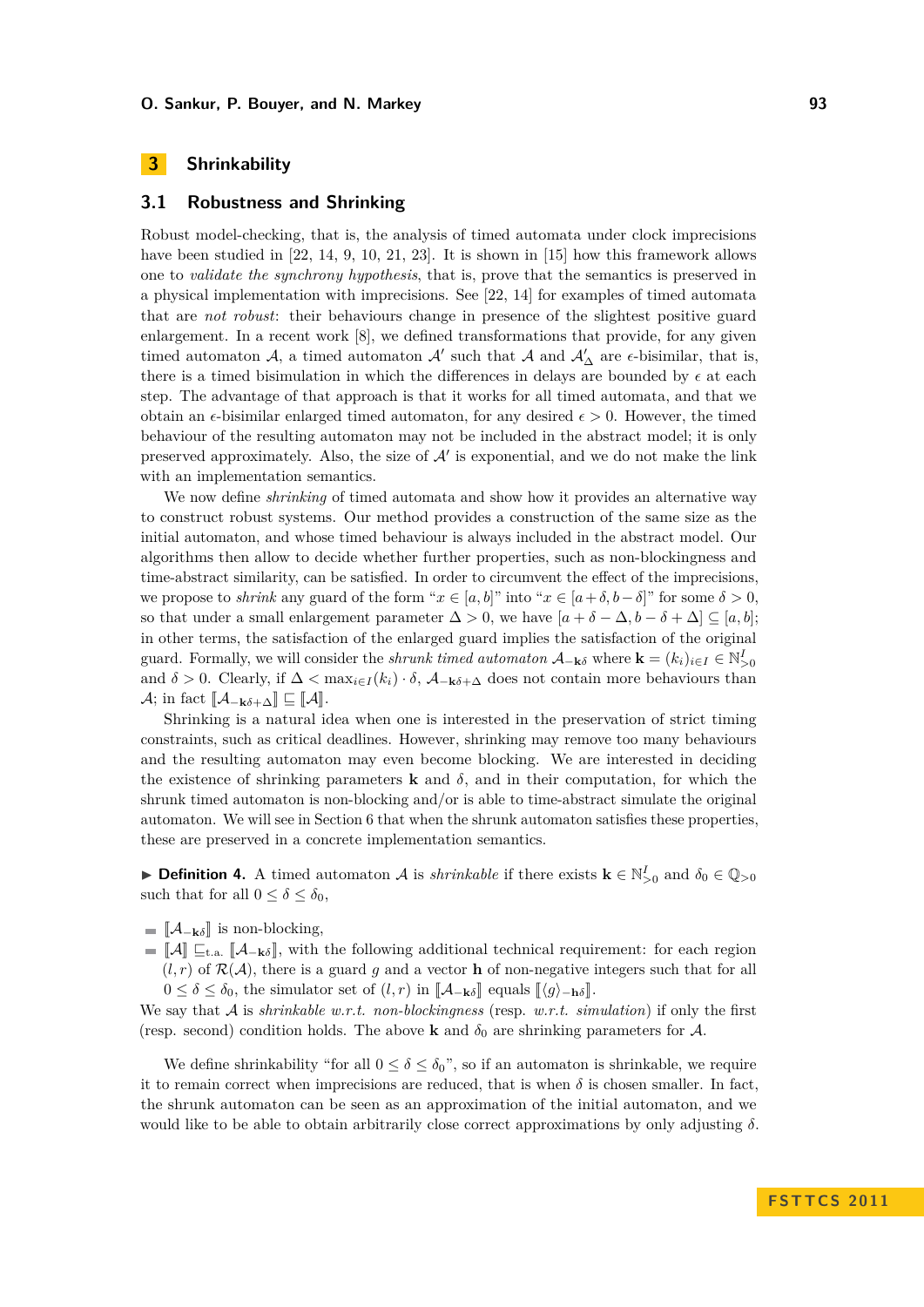## 3 Shrinkability

### 3.1 Robustness and Shrinking

Robust model-checking, that is, the analysis of timed automata under clock imprecisions have been studied in [22, 14, 9, 10, 21, 23]. It is shown in [15] how this framework allows one to *validate the synchrony hypothesis*, that is, prove that the semantics is preserved in a physical implementation with imprecisions. See [22, 14] for examples of timed automata that are *not robust*: their behaviours change in presence of the slightest positive guard enlargement. In a recent work [8], we defined transformations that provide, for any given timed automaton $\mathcal{A}$, a timed automaton $\mathcal{A}'$ such that $\mathcal{A}$ and $\mathcal{A}'_\Delta$ are $\epsilon$-bisimilar, that is, there is a timed bisimulation in which the differences in delays are bounded by $\epsilon$ at each step. The advantage of that approach is that it works for all timed automata, and that we obtain an $\epsilon$-bisimilar enlarged timed automaton, for any desired $\epsilon > 0$. However, the timed behaviour of the resulting automaton may not be included in the abstract model; it is only preserved approximately. Also, the size of $\mathcal{A}'$ is exponential, and we do not make the link with an implementation semantics.

We now define *shrinking* of timed automata and show how it provides an alternative way to construct robust systems. Our method provides a construction of the same size as the initial automaton, and whose timed behaviour is always included in the abstract model. Our algorithms then allow to decide whether further properties, such as non-blockingness and time-abstract similarity, can be satisfied. In order to circumvent the effect of the imprecisions, we propose to *shrink* any guard of the form "$x \in [a, b]$" into "$x \in [a+\delta, b-\delta]$" for some $\delta > 0$, so that under a small enlargement parameter $\Delta > 0$, we have $[a + \delta - \Delta, b - \delta + \Delta] \subseteq [a, b]$; in other terms, the satisfaction of the enlarged guard implies the satisfaction of the original guard. Formally, we will consider the *shrunk timed automaton* $\mathcal{A}_{-\mathbf{k}\delta}$ where $\mathbf{k} = (k_i)_{i\in I} \in \mathbb{N}^I_{>0}$ and $\delta > 0$. Clearly, if $\Delta < \max_{i\in I}(k_i) \cdot \delta$, $\mathcal{A}_{-\mathbf{k}\delta+\Delta}$ does not contain more behaviours than $\mathcal{A}$; in fact $[\![\mathcal{A}_{-\mathbf{k}\delta+\Delta}]\!] \sqsubseteq [\![\mathcal{A}]\!]$.

Shrinking is a natural idea when one is interested in the preservation of strict timing constraints, such as critical deadlines. However, shrinking may remove too many behaviours and the resulting automaton may even become blocking. We are interested in deciding the existence of shrinking parameters $\mathbf{k}$ and $\delta$, and in their computation, for which the shrunk timed automaton is non-blocking and/or is able to time-abstract simulate the original automaton. We will see in Section 6 that when the shrunk automaton satisfies these properties, these are preserved in a concrete implementation semantics.

▶ **Definition 4.** A timed automaton $\mathcal{A}$ is *shrinkable* if there exists $\mathbf{k} \in \mathbb{N}^I_{>0}$ and $\delta_0 \in \mathbb{Q}_{>0}$ such that for all $0 \leq \delta \leq \delta_0$,

- $[\![\mathcal{A}_{-\mathbf{k}\delta}]\!]$ is non-blocking,
- $[\![\mathcal{A}]\!] \sqsubseteq_{\text{t.a.}} [\![\mathcal{A}_{-\mathbf{k}\delta}]\!]$, with the following additional technical requirement: for each region $(l, r)$ of $\mathcal{R}(\mathcal{A})$, there is a guard $g$ and a vector $\mathbf{h}$ of non-negative integers such that for all $0 \leq \delta \leq \delta_0$, the simulator set of $(l, r)$ in $[\![\mathcal{A}_{-\mathbf{k}\delta}]\!]$ equals $[\![\langle g\rangle_{-\mathbf{h}\delta}]\!]$.

We say that $\mathcal{A}$ is *shrinkable w.r.t. non-blockingness* (resp. *w.r.t. simulation*) if only the first (resp. second) condition holds. The above $\mathbf{k}$ and $\delta_0$ are shrinking parameters for $\mathcal{A}$.

We define shrinkability "for all $0 \leq \delta \leq \delta_0$", so if an automaton is shrinkable, we require it to remain correct when imprecisions are reduced, that is when $\delta$ is chosen smaller. In fact, the shrunk automaton can be seen as an approximation of the initial automaton, and we would like to be able to obtain arbitrarily close correct approximations by only adjusting $\delta$.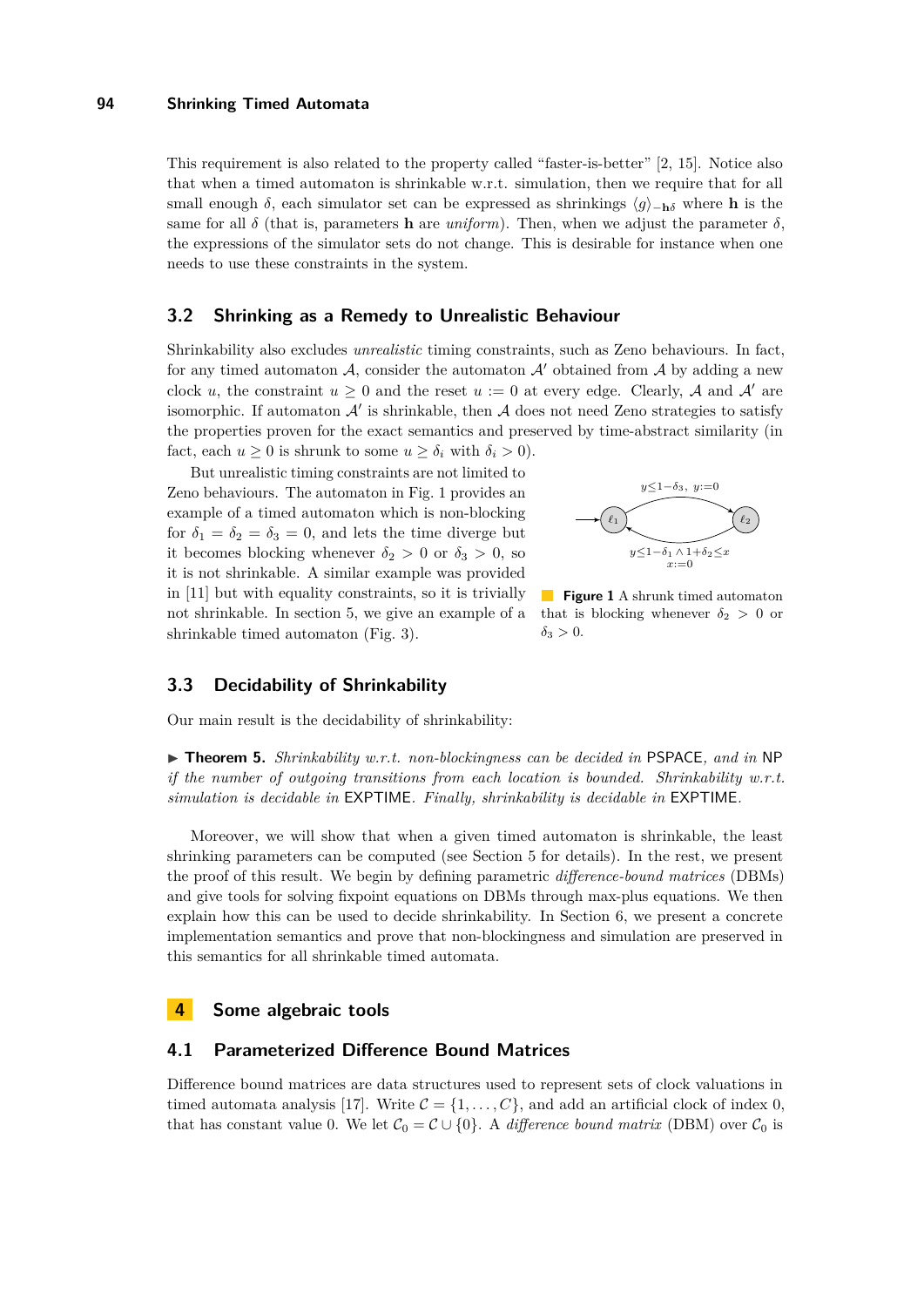This requirement is also related to the property called “faster-is-better” [2, 15]. Notice also that when a timed automaton is shrinkable w.r.t. simulation, then we require that for all small enough $\delta$, each simulator set can be expressed as shrinkings $\langle g \rangle_{-\mathbf{h}\delta}$ where $\mathbf{h}$ is the same for all $\delta$ (that is, parameters $\mathbf{h}$ are *uniform*). Then, when we adjust the parameter $\delta$, the expressions of the simulator sets do not change. This is desirable for instance when one needs to use these constraints in the system.

## 3.2 Shrinking as a Remedy to Unrealistic Behaviour

Shrinkability also excludes *unrealistic* timing constraints, such as Zeno behaviours. In fact, for any timed automaton $\mathcal{A}$, consider the automaton $\mathcal{A}'$ obtained from $\mathcal{A}$ by adding a new clock $u$, the constraint $u \geq 0$ and the reset $u := 0$ at every edge. Clearly, $\mathcal{A}$ and $\mathcal{A}'$ are isomorphic. If automaton $\mathcal{A}'$ is shrinkable, then $\mathcal{A}$ does not need Zeno strategies to satisfy the properties proven for the exact semantics and preserved by time-abstract similarity (in fact, each $u \geq 0$ is shrunk to some $u \geq \delta_i$ with $\delta_i > 0$).

But unrealistic timing constraints are not limited to Zeno behaviours. The automaton in Fig. 1 provides an example of a timed automaton which is non-blocking for $\delta_1 = \delta_2 = \delta_3 = 0$, and lets the time diverge but it becomes blocking whenever $\delta_2 > 0$ or $\delta_3 > 0$, so it is not shrinkable. A similar example was provided in [11] but with equality constraints, so it is trivially not shrinkable. In section 5, we give an example of a shrinkable timed automaton (Fig. 3).

$y \leq 1-\delta_3,\ y:=0$

$y \leq 1-\delta_1 \wedge 1+\delta_2 \leq x$
$x:=0$

**Figure 1** A shrunk timed automaton that is blocking whenever $\delta_2 > 0$ or $\delta_3 > 0$.

## 3.3 Decidability of Shrinkability

Our main result is the decidability of shrinkability:

▶ **Theorem 5.** *Shrinkability w.r.t. non-blockingness can be decided in* PSPACE*, and in* NP *if the number of outgoing transitions from each location is bounded. Shrinkability w.r.t. simulation is decidable in* EXPTIME*. Finally, shrinkability is decidable in* EXPTIME.

Moreover, we will show that when a given timed automaton is shrinkable, the least shrinking parameters can be computed (see Section 5 for details). In the rest, we present the proof of this result. We begin by defining parametric *difference-bound matrices* (DBMs) and give tools for solving fixpoint equations on DBMs through max-plus equations. We then explain how this can be used to decide shrinkability. In Section 6, we present a concrete implementation semantics and prove that non-blockingness and simulation are preserved in this semantics for all shrinkable timed automata.

# 4 Some algebraic tools

## 4.1 Parameterized Difference Bound Matrices

Difference bound matrices are data structures used to represent sets of clock valuations in timed automata analysis [17]. Write $\mathcal{C} = \{1, \ldots, C\}$, and add an artificial clock of index 0, that has constant value 0. We let $\mathcal{C}_0 = \mathcal{C} \cup \{0\}$. A *difference bound matrix* (DBM) over $\mathcal{C}_0$ is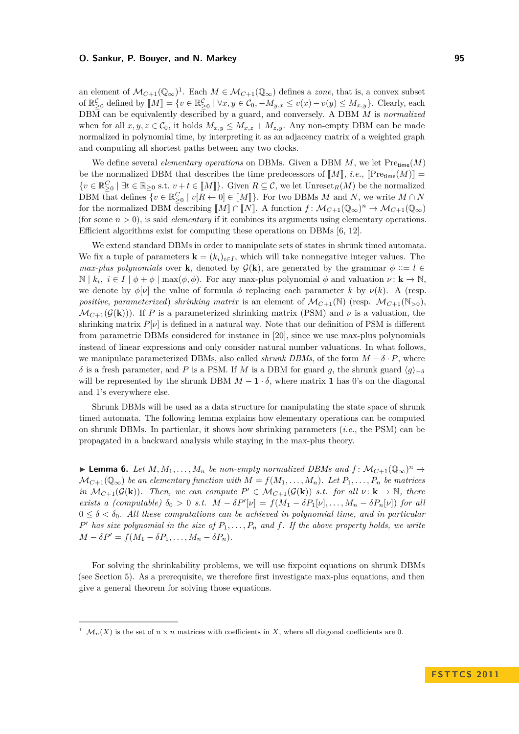an element of $\mathcal{M}_{C+1}(\mathbb{Q}_\infty)$[1]. Each $M \in \mathcal{M}_{C+1}(\mathbb{Q}_\infty)$ defines a *zone*, that is, a convex subset of $\mathbb{R}^{\mathcal{C}}_{\geq 0}$ defined by $[\![M]\!] = \{v \in \mathbb{R}^{\mathcal{C}}_{\geq 0} \mid \forall x, y \in \mathcal{C}_0, -M_{y,x} \leq v(x) - v(y) \leq M_{x,y}\}$. Clearly, each DBM can be equivalently described by a guard, and conversely. A DBM $M$ is *normalized* when for all $x, y, z \in \mathcal{C}_0$, it holds $M_{x,y} \leq M_{x,z} + M_{z,y}$. Any non-empty DBM can be made normalized in polynomial time, by interpreting it as an adjacency matrix of a weighted graph and computing all shortest paths between any two clocks.

We define several *elementary operations* on DBMs. Given a DBM $M$, we let $\mathrm{Pre}_{\mathsf{time}}(M)$ be the normalized DBM that describes the time predecessors of $[\![M]\!]$, *i.e.*, $[\![\mathrm{Pre}_{\mathsf{time}}(M)]\!] = \{v \in \mathbb{R}^{\mathcal{C}}_{\geq 0} \mid \exists t \in \mathbb{R}_{\geq 0} \text{ s.t. } v + t \in [\![M]\!]\}$. Given $R \subseteq \mathcal{C}$, we let $\mathrm{Unreset}_R(M)$ be the normalized DBM that defines $\{v \in \mathbb{R}^{\mathcal{C}}_{\geq 0} \mid v[R \leftarrow 0] \in [\![M]\!]\}$. For two DBMs $M$ and $N$, we write $M \cap N$ for the normalized DBM describing $[\![M]\!] \cap [\![N]\!]$. A function $f\colon \mathcal{M}_{C+1}(\mathbb{Q}_\infty)^n \to \mathcal{M}_{C+1}(\mathbb{Q}_\infty)$ (for some $n > 0$), is said *elementary* if it combines its arguments using elementary operations. Efficient algorithms exist for computing these operations on DBMs [6, 12].

We extend standard DBMs in order to manipulate sets of states in shrunk timed automata. We fix a tuple of parameters $\mathbf{k} = (k_i)_{i \in I}$, which will take nonnegative integer values. The *max-plus polynomials* over $\mathbf{k}$, denoted by $\mathcal{G}(\mathbf{k})$, are generated by the grammar $\phi ::= l \in \mathbb{N} \mid k_i,\ i \in I \mid \phi + \phi \mid \max(\phi, \phi)$. For any max-plus polynomial $\phi$ and valuation $\nu\colon \mathbf{k} \to \mathbb{N}$, we denote by $\phi[\nu]$ the value of formula $\phi$ replacing each parameter $k$ by $\nu(k)$. A (resp. *positive*, *parameterized*) *shrinking matrix* is an element of $\mathcal{M}_{C+1}(\mathbb{N})$ (resp. $\mathcal{M}_{C+1}(\mathbb{N}_{>0})$, $\mathcal{M}_{C+1}(\mathcal{G}(\mathbf{k}))$). If $P$ is a parameterized shrinking matrix (PSM) and $\nu$ is a valuation, the shrinking matrix $P[\nu]$ is defined in a natural way. Note that our definition of PSM is different from parametric DBMs considered for instance in [20], since we use max-plus polynomials instead of linear expressions and only consider natural number valuations. In what follows, we manipulate parameterized DBMs, also called *shrunk DBMs*, of the form $M - \delta \cdot P$, where $\delta$ is a fresh parameter, and $P$ is a PSM. If $M$ is a DBM for guard $g$, the shrunk guard $\langle g \rangle_{-\delta}$ will be represented by the shrunk DBM $M - \mathbf{1} \cdot \delta$, where matrix $\mathbf{1}$ has 0's on the diagonal and 1's everywhere else.

Shrunk DBMs will be used as a data structure for manipulating the state space of shrunk timed automata. The following lemma explains how elementary operations can be computed on shrunk DBMs. In particular, it shows how shrinking parameters (*i.e.*, the PSM) can be propagated in a backward analysis while staying in the max-plus theory.

▶ **Lemma 6.** *Let $M, M_1, \ldots, M_n$ be non-empty normalized DBMs and $f\colon \mathcal{M}_{C+1}(\mathbb{Q}_\infty)^n \to \mathcal{M}_{C+1}(\mathbb{Q}_\infty)$ be an elementary function with $M = f(M_1, \ldots, M_n)$. Let $P_1, \ldots, P_n$ be matrices in $\mathcal{M}_{C+1}(\mathcal{G}(\mathbf{k}))$. Then, we can compute $P' \in \mathcal{M}_{C+1}(\mathcal{G}(\mathbf{k}))$ s.t. for all $\nu\colon \mathbf{k} \to \mathbb{N}$, there exists a (computable) $\delta_0 > 0$ s.t. $M - \delta P'[\nu] = f(M_1 - \delta P_1[\nu], \ldots, M_n - \delta P_n[\nu])$ for all $0 \leq \delta < \delta_0$. All these computations can be achieved in polynomial time, and in particular $P'$ has size polynomial in the size of $P_1, \ldots, P_n$ and $f$. If the above property holds, we write $M - \delta P' = f(M_1 - \delta P_1, \ldots, M_n - \delta P_n)$.*

For solving the shrinkability problems, we will use fixpoint equations on shrunk DBMs (see Section 5). As a prerequisite, we therefore first investigate max-plus equations, and then give a general theorem for solving those equations.

---

[1] $\mathcal{M}_n(X)$ is the set of $n \times n$ matrices with coefficients in $X$, where all diagonal coefficients are 0.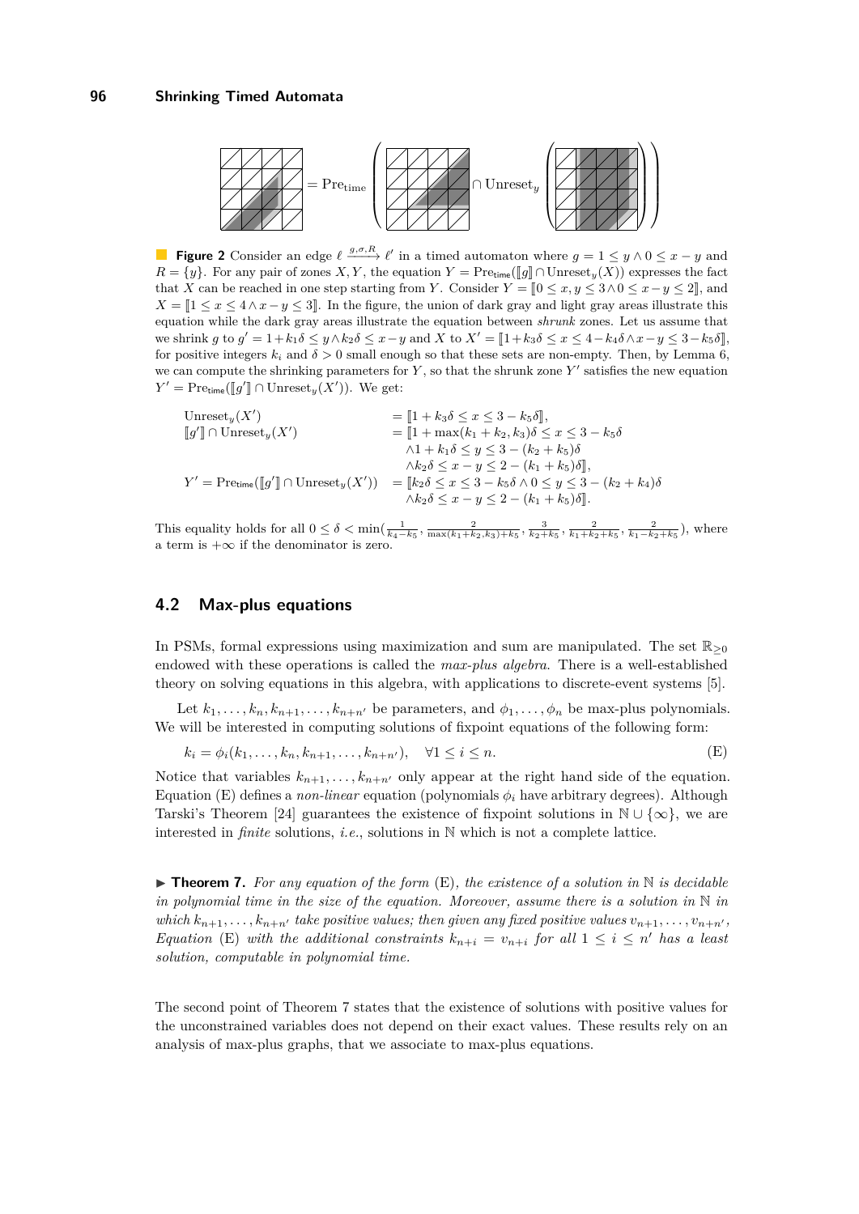$$= \mathrm{Pre}_{\mathrm{time}}\left( \cap \mathrm{Unreset}_y\left( \right)\right)$$

**Figure 2** Consider an edge $\ell \xrightarrow{g,\sigma,R} \ell'$ in a timed automaton where $g = 1 \le y \wedge 0 \le x - y$ and $R = \{y\}$. For any pair of zones $X, Y$, the equation $Y = \mathrm{Pre}_{\mathsf{time}}([\![g]\!] \cap \mathrm{Unreset}_y(X))$ expresses the fact that $X$ can be reached in one step starting from $Y$. Consider $Y = [\![0 \le x, y \le 3 \wedge 0 \le x - y \le 2]\!]$, and $X = [\![1 \le x \le 4 \wedge x - y \le 3]\!]$. In the figure, the union of dark gray and light gray areas illustrate this equation while the dark gray areas illustrate the equation between *shrunk* zones. Let us assume that we shrink $g$ to $g' = 1 + k_1\delta \le y \wedge k_2\delta \le x - y$ and $X$ to $X' = [\![1 + k_3\delta \le x \le 4 - k_4\delta \wedge x - y \le 3 - k_5\delta]\!]$, for positive integers $k_i$ and $\delta > 0$ small enough so that these sets are non-empty. Then, by Lemma 6, we can compute the shrinking parameters for $Y$, so that the shrunk zone $Y'$ satisfies the new equation $Y' = \mathrm{Pre}_{\mathsf{time}}([\![g']\!] \cap \mathrm{Unreset}_y(X'))$. We get:

$$
\begin{aligned}
\mathrm{Unreset}_y(X') \quad &= [\![1 + k_3\delta \le x \le 3 - k_5\delta]\!],\\
[\![g']\!] \cap \mathrm{Unreset}_y(X') \quad &= [\![1 + \max(k_1 + k_2, k_3)\delta \le x \le 3 - k_5\delta\\
&\quad \wedge 1 + k_1\delta \le y \le 3 - (k_2 + k_5)\delta\\
&\quad \wedge k_2\delta \le x - y \le 2 - (k_1 + k_5)\delta]\!],\\
Y' = \mathrm{Pre}_{\mathsf{time}}([\![g']\!] \cap \mathrm{Unreset}_y(X')) \quad &= [\![k_2\delta \le x \le 3 - k_5\delta \wedge 0 \le y \le 3 - (k_2 + k_4)\delta\\
&\quad \wedge k_2\delta \le x - y \le 2 - (k_1 + k_5)\delta]\!].
\end{aligned}
$$

This equality holds for all $0 \le \delta < \min(\frac{1}{k_4 - k_5}, \frac{2}{\max(k_1+k_2,k_3)+k_5}, \frac{3}{k_2+k_5}, \frac{2}{k_1+k_2+k_5}, \frac{2}{k_1-k_2+k_5})$, where a term is $+\infty$ if the denominator is zero.

## 4.2 Max-plus equations

In PSMs, formal expressions using maximization and sum are manipulated. The set $\mathbb{R}_{\ge 0}$ endowed with these operations is called the *max-plus algebra*. There is a well-established theory on solving equations in this algebra, with applications to discrete-event systems [5].

Let $k_1, \ldots, k_n, k_{n+1}, \ldots, k_{n+n'}$ be parameters, and $\phi_1, \ldots, \phi_n$ be max-plus polynomials. We will be interested in computing solutions of fixpoint equations of the following form:

$$k_i = \phi_i(k_1, \ldots, k_n, k_{n+1}, \ldots, k_{n+n'}), \quad \forall 1 \le i \le n. \tag{E}$$

Notice that variables $k_{n+1}, \ldots, k_{n+n'}$ only appear at the right hand side of the equation. Equation (E) defines a *non-linear* equation (polynomials $\phi_i$ have arbitrary degrees). Although Tarski's Theorem [24] guarantees the existence of fixpoint solutions in $\mathbb{N} \cup \{\infty\}$, we are interested in *finite* solutions, *i.e.*, solutions in $\mathbb{N}$ which is not a complete lattice.

▶ **Theorem 7.** *For any equation of the form* (E)*, the existence of a solution in $\mathbb{N}$ is decidable in polynomial time in the size of the equation. Moreover, assume there is a solution in $\mathbb{N}$ in which $k_{n+1}, \ldots, k_{n+n'}$ take positive values; then given any fixed positive values $v_{n+1}, \ldots, v_{n+n'}$, Equation* (E) *with the additional constraints $k_{n+i} = v_{n+i}$ for all $1 \le i \le n'$ has a least solution, computable in polynomial time.*

The second point of Theorem 7 states that the existence of solutions with positive values for the unconstrained variables does not depend on their exact values. These results rely on an analysis of max-plus graphs, that we associate to max-plus equations.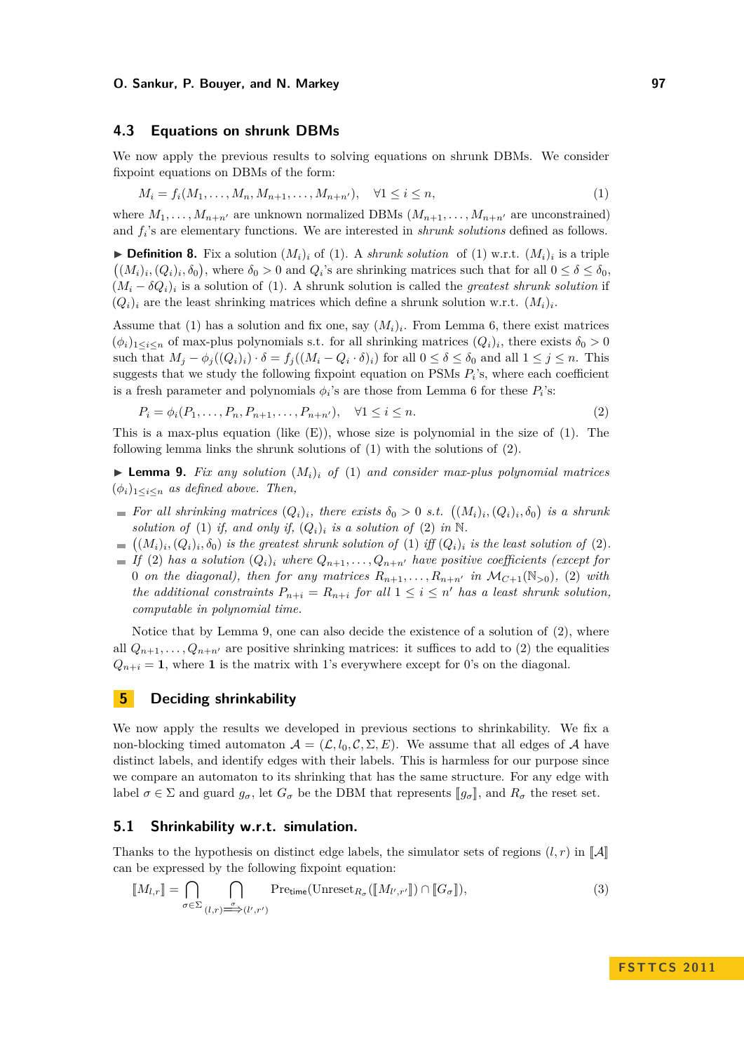### 4.3 Equations on shrunk DBMs

We now apply the previous results to solving equations on shrunk DBMs. We consider fixpoint equations on DBMs of the form:

$$M_i = f_i(M_1, \ldots, M_n, M_{n+1}, \ldots, M_{n+n'}), \quad \forall 1 \leq i \leq n, \tag{1}$$

where $M_1, \ldots, M_{n+n'}$ are unknown normalized DBMs ($M_{n+1}, \ldots, M_{n+n'}$ are unconstrained) and $f_i$'s are elementary functions. We are interested in *shrunk solutions* defined as follows.

▶ **Definition 8.** Fix a solution $(M_i)_i$ of (1). A *shrunk solution* of (1) w.r.t. $(M_i)_i$ is a triple $\big((M_i)_i, (Q_i)_i, \delta_0\big)$, where $\delta_0 > 0$ and $Q_i$'s are shrinking matrices such that for all $0 \leq \delta \leq \delta_0$, $(M_i - \delta Q_i)_i$ is a solution of (1). A shrunk solution is called the *greatest shrunk solution* if $(Q_i)_i$ are the least shrinking matrices which define a shrunk solution w.r.t. $(M_i)_i$.

Assume that (1) has a solution and fix one, say $(M_i)_i$. From Lemma 6, there exist matrices $(\phi_i)_{1 \leq i \leq n}$ of max-plus polynomials s.t. for all shrinking matrices $(Q_i)_i$, there exists $\delta_0 > 0$ such that $M_j - \phi_j((Q_i)_i) \cdot \delta = f_j((M_i - Q_i \cdot \delta)_i)$ for all $0 \leq \delta \leq \delta_0$ and all $1 \leq j \leq n$. This suggests that we study the following fixpoint equation on PSMs $P_i$'s, where each coefficient is a fresh parameter and polynomials $\phi_i$'s are those from Lemma 6 for these $P_i$'s:

$$P_i = \phi_i(P_1, \ldots, P_n, P_{n+1}, \ldots, P_{n+n'}), \quad \forall 1 \leq i \leq n. \tag{2}$$

This is a max-plus equation (like (E)), whose size is polynomial in the size of (1). The following lemma links the shrunk solutions of (1) with the solutions of (2).

▶ **Lemma 9.** *Fix any solution $(M_i)_i$ of (1) and consider max-plus polynomial matrices $(\phi_i)_{1 \leq i \leq n}$ as defined above. Then,*

- *For all shrinking matrices $(Q_i)_i$, there exists $\delta_0 > 0$ s.t. $\big((M_i)_i, (Q_i)_i, \delta_0\big)$ is a shrunk solution of (1) if, and only if, $(Q_i)_i$ is a solution of (2) in $\mathbb{N}$.*
- *$\big((M_i)_i, (Q_i)_i, \delta_0\big)$ is the greatest shrunk solution of (1) iff $(Q_i)_i$ is the least solution of (2).*
- *If (2) has a solution $(Q_i)_i$ where $Q_{n+1}, \ldots, Q_{n+n'}$ have positive coefficients (except for 0 on the diagonal), then for any matrices $R_{n+1}, \ldots, R_{n+n'}$ in $\mathcal{M}_{C+1}(\mathbb{N}_{>0})$, (2) with the additional constraints $P_{n+i} = R_{n+i}$ for all $1 \leq i \leq n'$ has a least shrunk solution, computable in polynomial time.*

Notice that by Lemma 9, one can also decide the existence of a solution of (2), where all $Q_{n+1}, \ldots, Q_{n+n'}$ are positive shrinking matrices: it suffices to add to (2) the equalities $Q_{n+i} = \mathbf{1}$, where $\mathbf{1}$ is the matrix with 1's everywhere except for 0's on the diagonal.

## 5 Deciding shrinkability

We now apply the results we developed in previous sections to shrinkability. We fix a non-blocking timed automaton $\mathcal{A} = (\mathcal{L}, l_0, \mathcal{C}, \Sigma, E)$. We assume that all edges of $\mathcal{A}$ have distinct labels, and identify edges with their labels. This is harmless for our purpose since we compare an automaton to its shrinking that has the same structure. For any edge with label $\sigma \in \Sigma$ and guard $g_\sigma$, let $G_\sigma$ be the DBM that represents $[\![g_\sigma]\!]$, and $R_\sigma$ the reset set.

### 5.1 Shrinkability w.r.t. simulation.

Thanks to the hypothesis on distinct edge labels, the simulator sets of regions $(l, r)$ in $[\![\mathcal{A}]\!]$ can be expressed by the following fixpoint equation:

$$[\![M_{l,r}]\!] = \bigcap_{\sigma \in \Sigma} \bigcap_{(l,r) \xrightarrow{\sigma} (l',r')} \mathrm{Pre}_{\mathsf{time}}(\mathrm{Unreset}_{R_\sigma}([\![M_{l',r'}]\!]) \cap [\![G_\sigma]\!]), \tag{3}$$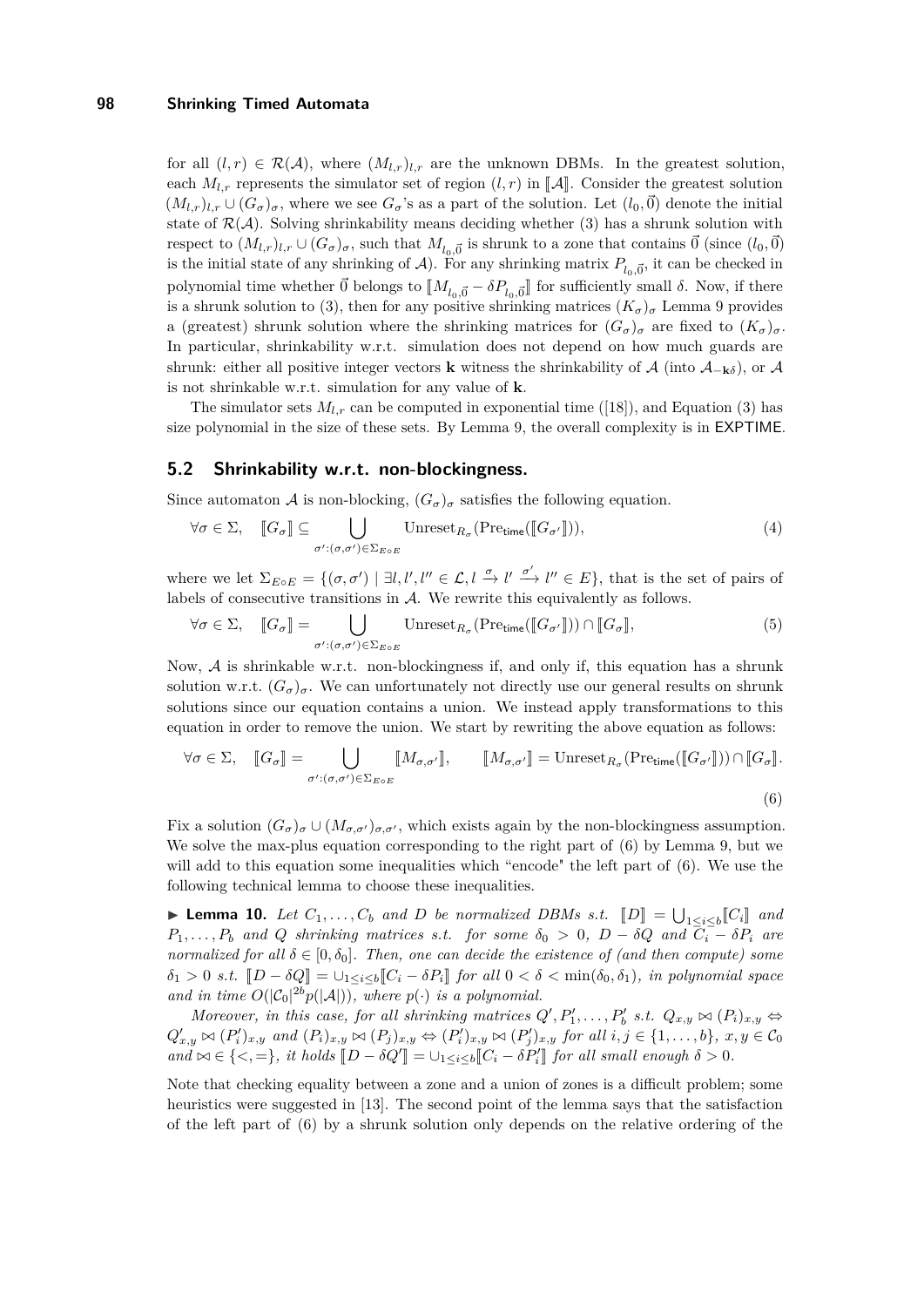for all $(l, r) \in \mathcal{R}(\mathcal{A})$, where $(M_{l,r})_{l,r}$ are the unknown DBMs. In the greatest solution, each $M_{l,r}$ represents the simulator set of region $(l, r)$ in $[\![\mathcal{A}]\!]$. Consider the greatest solution $(M_{l,r})_{l,r} \cup (G_\sigma)_\sigma$, where we see $G_\sigma$'s as a part of the solution. Let $(l_0, \vec{0})$ denote the initial state of $\mathcal{R}(\mathcal{A})$. Solving shrinkability means deciding whether (3) has a shrunk solution with respect to $(M_{l,r})_{l,r} \cup (G_\sigma)_\sigma$, such that $M_{l_0,\vec{0}}$ is shrunk to a zone that contains $\vec{0}$ (since $(l_0, \vec{0})$ is the initial state of any shrinking of $\mathcal{A}$). For any shrinking matrix $P_{l_0,\vec{0}}$, it can be checked in polynomial time whether $\vec{0}$ belongs to $[\![M_{l_0,\vec{0}} - \delta P_{l_0,\vec{0}}]\!]$ for sufficiently small $\delta$. Now, if there is a shrunk solution to (3), then for any positive shrinking matrices $(K_\sigma)_\sigma$ Lemma 9 provides a (greatest) shrunk solution where the shrinking matrices for $(G_\sigma)_\sigma$ are fixed to $(K_\sigma)_\sigma$. In particular, shrinkability w.r.t. simulation does not depend on how much guards are shrunk: either all positive integer vectors $\mathbf{k}$ witness the shrinkability of $\mathcal{A}$ (into $\mathcal{A}_{-\mathbf{k}\delta}$), or $\mathcal{A}$ is not shrinkable w.r.t. simulation for any value of $\mathbf{k}$.

The simulator sets $M_{l,r}$ can be computed in exponential time ([18]), and Equation (3) has size polynomial in the size of these sets. By Lemma 9, the overall complexity is in EXPTIME.

## 5.2 Shrinkability w.r.t. non-blockingness.

Since automaton $\mathcal{A}$ is non-blocking, $(G_\sigma)_\sigma$ satisfies the following equation.

$$\forall \sigma \in \Sigma, \quad [\![G_\sigma]\!] \subseteq \bigcup_{\sigma' : (\sigma,\sigma') \in \Sigma_{E \circ E}} \text{Unreset}_{R_\sigma}(\text{Pre}_{\mathsf{time}}([\![G_{\sigma'}]\!])), \tag{4}$$

where we let $\Sigma_{E \circ E} = \{(\sigma, \sigma') \mid \exists l, l', l'' \in \mathcal{L}, l \xrightarrow{\sigma} l' \xrightarrow{\sigma'} l'' \in E\}$, that is the set of pairs of labels of consecutive transitions in $\mathcal{A}$. We rewrite this equivalently as follows.

$$\forall \sigma \in \Sigma, \quad [\![G_\sigma]\!] = \bigcup_{\sigma' : (\sigma,\sigma') \in \Sigma_{E \circ E}} \text{Unreset}_{R_\sigma}(\text{Pre}_{\mathsf{time}}([\![G_{\sigma'}]\!])) \cap [\![G_\sigma]\!], \tag{5}$$

Now, $\mathcal{A}$ is shrinkable w.r.t. non-blockingness if, and only if, this equation has a shrunk solution w.r.t. $(G_\sigma)_\sigma$. We can unfortunately not directly use our general results on shrunk solutions since our equation contains a union. We instead apply transformations to this equation in order to remove the union. We start by rewriting the above equation as follows:

$$\forall \sigma \in \Sigma, \quad [\![G_\sigma]\!] = \bigcup_{\sigma' : (\sigma,\sigma') \in \Sigma_{E \circ E}} [\![M_{\sigma,\sigma'}]\!], \qquad [\![M_{\sigma,\sigma'}]\!] = \text{Unreset}_{R_\sigma}(\text{Pre}_{\mathsf{time}}([\![G_{\sigma'}]\!])) \cap [\![G_\sigma]\!]. \tag{6}$$

Fix a solution $(G_\sigma)_\sigma \cup (M_{\sigma,\sigma'})_{\sigma,\sigma'}$, which exists again by the non-blockingness assumption. We solve the max-plus equation corresponding to the right part of (6) by Lemma 9, but we will add to this equation some inequalities which "encode" the left part of (6). We use the following technical lemma to choose these inequalities.

▶ **Lemma 10.** *Let $C_1, \ldots, C_b$ and $D$ be normalized DBMs s.t. $[\![D]\!] = \bigcup_{1 \le i \le b} [\![C_i]\!]$ and $P_1, \ldots, P_b$ and $Q$ shrinking matrices s.t. for some $\delta_0 > 0$, $D - \delta Q$ and $C_i - \delta P_i$ are normalized for all $\delta \in [0, \delta_0]$. Then, one can decide the existence of (and then compute) some $\delta_1 > 0$ s.t. $[\![D - \delta Q]\!] = \cup_{1 \le i \le b} [\![C_i - \delta P_i]\!]$ for all $0 < \delta < \min(\delta_0, \delta_1)$, in polynomial space and in time $O(|\mathcal{C}_0|^{2b} p(|\mathcal{A}|))$, where $p(\cdot)$ is a polynomial.*

*Moreover, in this case, for all shrinking matrices $Q', P'_1, \ldots, P'_b$ s.t. $Q_{x,y} \bowtie (P_i)_{x,y} \Leftrightarrow Q'_{x,y} \bowtie (P'_i)_{x,y}$ and $(P_i)_{x,y} \bowtie (P_j)_{x,y} \Leftrightarrow (P'_i)_{x,y} \bowtie (P'_j)_{x,y}$ for all $i, j \in \{1, \ldots, b\}$, $x, y \in \mathcal{C}_0$ and $\bowtie \in \{<, =\}$, it holds $[\![D - \delta Q']\!] = \cup_{1 \le i \le b} [\![C_i - \delta P'_i]\!]$ for all small enough $\delta > 0$.*

Note that checking equality between a zone and a union of zones is a difficult problem; some heuristics were suggested in [13]. The second point of the lemma says that the satisfaction of the left part of (6) by a shrunk solution only depends on the relative ordering of the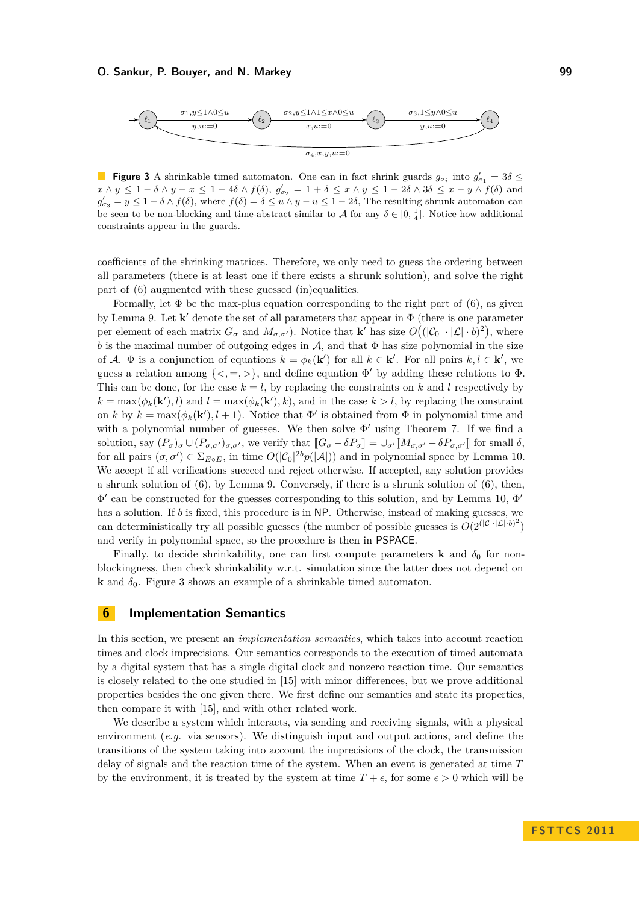**Figure 3** A shrinkable timed automaton. One can in fact shrink guards $g_{\sigma_i}$ into $g'_{\sigma_1} = 3\delta \le x \wedge y \le 1-\delta \wedge y - x \le 1 - 4\delta \wedge f(\delta)$, $g'_{\sigma_2} = 1+\delta \le x \wedge y \le 1-2\delta \wedge 3\delta \le x - y \wedge f(\delta)$ and $g'_{\sigma_3} = y \le 1 - \delta \wedge f(\delta)$, where $f(\delta) = \delta \le u \wedge y - u \le 1-2\delta$, The resulting shrunk automaton can be seen to be non-blocking and time-abstract similar to $\mathcal{A}$ for any $\delta \in [0, \frac{1}{4}]$. Notice how additional constraints appear in the guards.

coefficients of the shrinking matrices. Therefore, we only need to guess the ordering between all parameters (there is at least one if there exists a shrunk solution), and solve the right part of (6) augmented with these guessed (in)equalities.

Formally, let $\Phi$ be the max-plus equation corresponding to the right part of (6), as given by Lemma 9. Let $\mathbf{k}'$ denote the set of all parameters that appear in $\Phi$ (there is one parameter per element of each matrix $G_\sigma$ and $M_{\sigma,\sigma'}$). Notice that $\mathbf{k}'$ has size $O\big((|\mathcal{C}_0| \cdot |\mathcal{L}| \cdot b)^2\big)$, where $b$ is the maximal number of outgoing edges in $\mathcal{A}$, and that $\Phi$ has size polynomial in the size of $\mathcal{A}$. $\Phi$ is a conjunction of equations $k = \phi_k(\mathbf{k}')$ for all $k \in \mathbf{k}'$. For all pairs $k, l \in \mathbf{k}'$, we guess a relation among $\{<, =, >\}$, and define equation $\Phi'$ by adding these relations to $\Phi$. This can be done, for the case $k = l$, by replacing the constraints on $k$ and $l$ respectively by $k = \max(\phi_k(\mathbf{k}'), l)$ and $l = \max(\phi_k(\mathbf{k}'), k)$, and in the case $k > l$, by replacing the constraint on $k$ by $k = \max(\phi_k(\mathbf{k}'), l+1)$. Notice that $\Phi'$ is obtained from $\Phi$ in polynomial time and with a polynomial number of guesses. We then solve $\Phi'$ using Theorem 7. If we find a solution, say $(P_\sigma)_\sigma \cup (P_{\sigma,\sigma'})_{\sigma,\sigma'}$, we verify that $[\![G_\sigma - \delta P_\sigma]\!] = \cup_{\sigma'} [\![M_{\sigma,\sigma'} - \delta P_{\sigma,\sigma'}]\!]$ for small $\delta$, for all pairs $(\sigma, \sigma') \in \Sigma_{E \circ E}$, in time $O(|\mathcal{C}_0|^{2b} p(|\mathcal{A}|))$ and in polynomial space by Lemma 10. We accept if all verifications succeed and reject otherwise. If accepted, any solution provides a shrunk solution of (6), by Lemma 9. Conversely, if there is a shrunk solution of (6), then, $\Phi'$ can be constructed for the guesses corresponding to this solution, and by Lemma 10, $\Phi'$ has a solution. If $b$ is fixed, this procedure is in NP. Otherwise, instead of making guesses, we can deterministically try all possible guesses (the number of possible guesses is $O(2^{(|\mathcal{C}|\cdot|\mathcal{L}|\cdot b)^2})$ and verify in polynomial space, so the procedure is then in PSPACE.

Finally, to decide shrinkability, one can first compute parameters $\mathbf{k}$ and $\delta_0$ for non-blockingness, then check shrinkability w.r.t. simulation since the latter does not depend on $\mathbf{k}$ and $\delta_0$. Figure 3 shows an example of a shrinkable timed automaton.

## 6 Implementation Semantics

In this section, we present an *implementation semantics*, which takes into account reaction times and clock imprecisions. Our semantics corresponds to the execution of timed automata by a digital system that has a single digital clock and nonzero reaction time. Our semantics is closely related to the one given in [15] with minor differences, but we prove additional properties besides the one given there. We first define our semantics and state its properties, then compare it with [15], and with other related work.

We describe a system which interacts, via sending and receiving signals, with a physical environment (*e.g.* via sensors). We distinguish input and output actions, and define the transitions of the system taking into account the imprecisions of the clock, the transmission delay of signals and the reaction time of the system. When an event is generated at time $T$ by the environment, it is treated by the system at time $T + \epsilon$, for some $\epsilon > 0$ which will be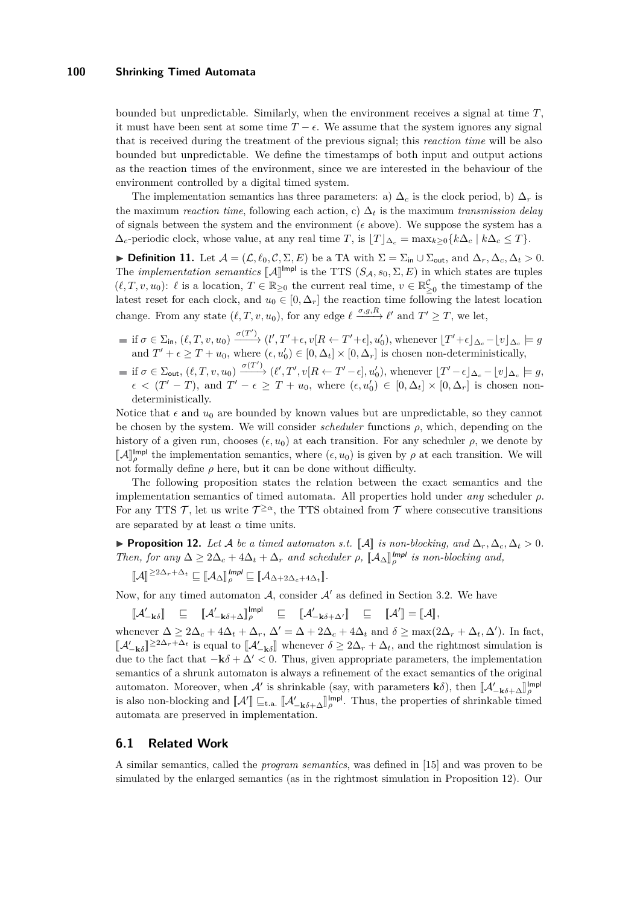bounded but unpredictable. Similarly, when the environment receives a signal at time $T$, it must have been sent at some time $T - \epsilon$. We assume that the system ignores any signal that is received during the treatment of the previous signal; this *reaction time* will be also bounded but unpredictable. We define the timestamps of both input and output actions as the reaction times of the environment, since we are interested in the behaviour of the environment controlled by a digital timed system.

The implementation semantics has three parameters: a) $\Delta_c$ is the clock period, b) $\Delta_r$ is the maximum *reaction time*, following each action, c) $\Delta_t$ is the maximum *transmission delay* of signals between the system and the environment ($\epsilon$ above). We suppose the system has a $\Delta_c$-periodic clock, whose value, at any real time $T$, is $\lfloor T \rfloor_{\Delta_c} = \max_{k \geq 0}\{k\Delta_c \mid k\Delta_c \leq T\}$.

**Definition 11.** Let $\mathcal{A} = (\mathcal{L}, \ell_0, \mathcal{C}, \Sigma, E)$ be a TA with $\Sigma = \Sigma_{\mathsf{in}} \cup \Sigma_{\mathsf{out}}$, and $\Delta_r, \Delta_c, \Delta_t > 0$. The *implementation semantics* $[\![\mathcal{A}]\!]^{\mathsf{Impl}}$ is the TTS $(S_{\mathcal{A}}, s_0, \Sigma, E)$ in which states are tuples $(\ell, T, v, u_0)$: $\ell$ is a location, $T \in \mathbb{R}_{\geq 0}$ the current real time, $v \in \mathbb{R}^{\mathcal{C}}_{\geq 0}$ the timestamp of the latest reset for each clock, and $u_0 \in [0, \Delta_r]$ the reaction time following the latest location change. From any state $(\ell, T, v, u_0)$, for any edge $\ell \xrightarrow{\sigma, g, R} \ell'$ and $T' \geq T$, we let,

- if $\sigma \in \Sigma_{\mathsf{in}}$, $(\ell, T, v, u_0) \xrightarrow{\sigma(T')} (l', T'+\epsilon, v[R \leftarrow T'+\epsilon], u_0')$, whenever $\lfloor T'+\epsilon \rfloor_{\Delta_c} - \lfloor v \rfloor_{\Delta_c} \models g$ and $T' + \epsilon \geq T + u_0$, where $(\epsilon, u_0') \in [0, \Delta_t] \times [0, \Delta_r]$ is chosen non-deterministically,
- if $\sigma \in \Sigma_{\mathsf{out}}$, $(\ell, T, v, u_0) \xrightarrow{\sigma(T')} (\ell', T', v[R \leftarrow T' - \epsilon], u_0')$, whenever $\lfloor T' - \epsilon \rfloor_{\Delta_c} - \lfloor v \rfloor_{\Delta_c} \models g$, $\epsilon < (T' - T)$, and $T' - \epsilon \geq T + u_0$, where $(\epsilon, u_0') \in [0, \Delta_t] \times [0, \Delta_r]$ is chosen non-deterministically.

Notice that $\epsilon$ and $u_0$ are bounded by known values but are unpredictable, so they cannot be chosen by the system. We will consider *scheduler* functions $\rho$, which, depending on the history of a given run, chooses $(\epsilon, u_0)$ at each transition. For any scheduler $\rho$, we denote by $[\![\mathcal{A}]\!]^{\mathsf{Impl}}_{\rho}$ the implementation semantics, where $(\epsilon, u_0)$ is given by $\rho$ at each transition. We will not formally define $\rho$ here, but it can be done without difficulty.

The following proposition states the relation between the exact semantics and the implementation semantics of timed automata. All properties hold under *any* scheduler $\rho$. For any TTS $\mathcal{T}$, let us write $\mathcal{T}^{\geq \alpha}$, the TTS obtained from $\mathcal{T}$ where consecutive transitions are separated by at least $\alpha$ time units.

**Proposition 12.** *Let $\mathcal{A}$ be a timed automaton s.t. $[\![\mathcal{A}]\!]$ is non-blocking, and $\Delta_r, \Delta_c, \Delta_t > 0$. Then, for any $\Delta \geq 2\Delta_c + 4\Delta_t + \Delta_r$ and scheduler $\rho$, $[\![\mathcal{A}_{\Delta}]\!]^{\mathsf{Impl}}_{\rho}$ is non-blocking and,*

$$[\![\mathcal{A}]\!]^{\geq 2\Delta_r + \Delta_t} \sqsubseteq [\![\mathcal{A}_{\Delta}]\!]^{\mathsf{Impl}}_{\rho} \sqsubseteq [\![\mathcal{A}_{\Delta + 2\Delta_c + 4\Delta_t}]\!].$$

Now, for any timed automaton $\mathcal{A}$, consider $\mathcal{A}'$ as defined in Section 3.2. We have

$$[\![\mathcal{A}'_{-\mathbf{k}\delta}]\!] \quad \sqsubseteq \quad [\![\mathcal{A}'_{-\mathbf{k}\delta+\Delta}]\!]^{\mathsf{Impl}}_{\rho} \quad \sqsubseteq \quad [\![\mathcal{A}'_{-\mathbf{k}\delta+\Delta'}]\!] \quad \sqsubseteq \quad [\![\mathcal{A}']\!] = [\![\mathcal{A}]\!],$$

whenever $\Delta \geq 2\Delta_c + 4\Delta_t + \Delta_r$, $\Delta' = \Delta + 2\Delta_c + 4\Delta_t$ and $\delta \geq \max(2\Delta_r + \Delta_t, \Delta')$. In fact, $[\![\mathcal{A}'_{-\mathbf{k}\delta}]\!]^{\geq 2\Delta_r + \Delta_t}$ is equal to $[\![\mathcal{A}'_{-\mathbf{k}\delta}]\!]$ whenever $\delta \geq 2\Delta_r + \Delta_t$, and the rightmost simulation is due to the fact that $-\mathbf{k}\delta + \Delta' < 0$. Thus, given appropriate parameters, the implementation semantics of a shrunk automaton is always a refinement of the exact semantics of the original automaton. Moreover, when $\mathcal{A}'$ is shrinkable (say, with parameters $\mathbf{k}\delta$), then $[\![\mathcal{A}'_{-\mathbf{k}\delta+\Delta}]\!]^{\mathsf{Impl}}_{\rho}$ is also non-blocking and $[\![\mathcal{A}']\!] \sqsubseteq_{\text{t.a.}} [\![\mathcal{A}'_{-\mathbf{k}\delta+\Delta}]\!]^{\mathsf{Impl}}_{\rho}$. Thus, the properties of shrinkable timed automata are preserved in implementation.

## 6.1 Related Work

A similar semantics, called the *program semantics*, was defined in [15] and was proven to be simulated by the enlarged semantics (as in the rightmost simulation in Proposition 12). Our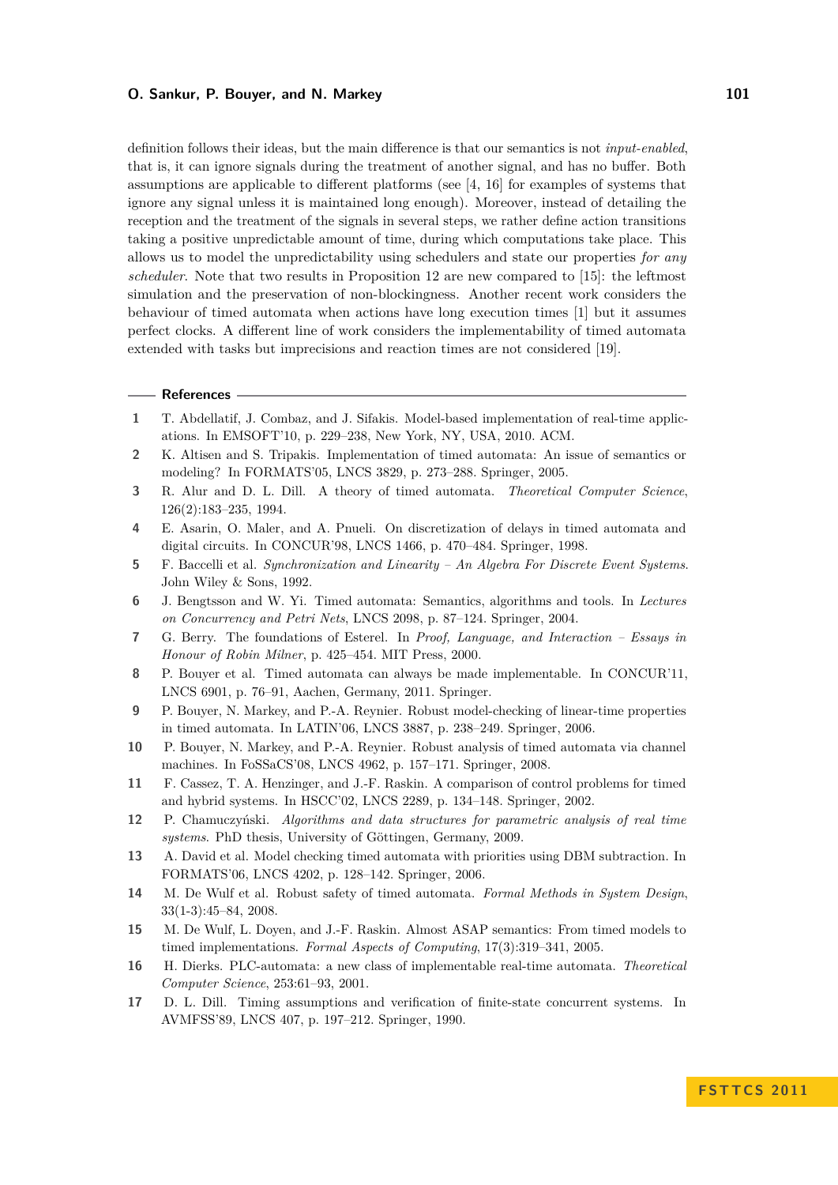definition follows their ideas, but the main difference is that our semantics is not *input-enabled*, that is, it can ignore signals during the treatment of another signal, and has no buffer. Both assumptions are applicable to different platforms (see [4, 16] for examples of systems that ignore any signal unless it is maintained long enough). Moreover, instead of detailing the reception and the treatment of the signals in several steps, we rather define action transitions taking a positive unpredictable amount of time, during which computations take place. This allows us to model the unpredictability using schedulers and state our properties *for any scheduler*. Note that two results in Proposition 12 are new compared to [15]: the leftmost simulation and the preservation of non-blockingness. Another recent work considers the behaviour of timed automata when actions have long execution times [1] but it assumes perfect clocks. A different line of work considers the implementability of timed automata extended with tasks but imprecisions and reaction times are not considered [19].

## References

1. T. Abdellatif, J. Combaz, and J. Sifakis. Model-based implementation of real-time applications. In EMSOFT'10, p. 229–238, New York, NY, USA, 2010. ACM.
2. K. Altisen and S. Tripakis. Implementation of timed automata: An issue of semantics or modeling? In FORMATS'05, LNCS 3829, p. 273–288. Springer, 2005.
3. R. Alur and D. L. Dill. A theory of timed automata. *Theoretical Computer Science*, 126(2):183–235, 1994.
4. E. Asarin, O. Maler, and A. Pnueli. On discretization of delays in timed automata and digital circuits. In CONCUR'98, LNCS 1466, p. 470–484. Springer, 1998.
5. F. Baccelli et al. *Synchronization and Linearity – An Algebra For Discrete Event Systems*. John Wiley & Sons, 1992.
6. J. Bengtsson and W. Yi. Timed automata: Semantics, algorithms and tools. In *Lectures on Concurrency and Petri Nets*, LNCS 2098, p. 87–124. Springer, 2004.
7. G. Berry. The foundations of Esterel. In *Proof, Language, and Interaction – Essays in Honour of Robin Milner*, p. 425–454. MIT Press, 2000.
8. P. Bouyer et al. Timed automata can always be made implementable. In CONCUR'11, LNCS 6901, p. 76–91, Aachen, Germany, 2011. Springer.
9. P. Bouyer, N. Markey, and P.-A. Reynier. Robust model-checking of linear-time properties in timed automata. In LATIN'06, LNCS 3887, p. 238–249. Springer, 2006.
10. P. Bouyer, N. Markey, and P.-A. Reynier. Robust analysis of timed automata via channel machines. In FoSSaCS'08, LNCS 4962, p. 157–171. Springer, 2008.
11. F. Cassez, T. A. Henzinger, and J.-F. Raskin. A comparison of control problems for timed and hybrid systems. In HSCC'02, LNCS 2289, p. 134–148. Springer, 2002.
12. P. Chamuczyński. *Algorithms and data structures for parametric analysis of real time systems*. PhD thesis, University of Göttingen, Germany, 2009.
13. A. David et al. Model checking timed automata with priorities using DBM subtraction. In FORMATS'06, LNCS 4202, p. 128–142. Springer, 2006.
14. M. De Wulf et al. Robust safety of timed automata. *Formal Methods in System Design*, 33(1-3):45–84, 2008.
15. M. De Wulf, L. Doyen, and J.-F. Raskin. Almost ASAP semantics: From timed models to timed implementations. *Formal Aspects of Computing*, 17(3):319–341, 2005.
16. H. Dierks. PLC-automata: a new class of implementable real-time automata. *Theoretical Computer Science*, 253:61–93, 2001.
17. D. L. Dill. Timing assumptions and verification of finite-state concurrent systems. In AVMFSS'89, LNCS 407, p. 197–212. Springer, 1990.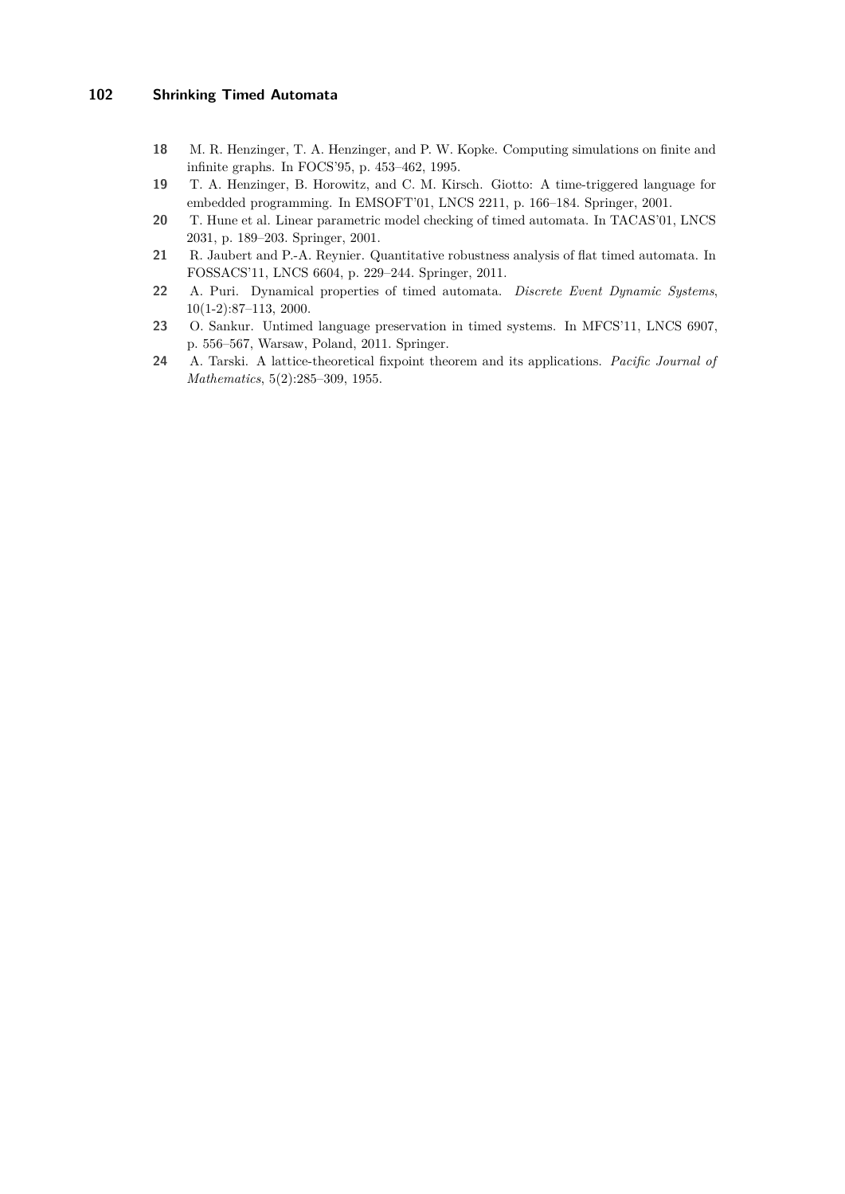18 M. R. Henzinger, T. A. Henzinger, and P. W. Kopke. Computing simulations on finite and infinite graphs. In FOCS'95, p. 453–462, 1995.

19 T. A. Henzinger, B. Horowitz, and C. M. Kirsch. Giotto: A time-triggered language for embedded programming. In EMSOFT'01, LNCS 2211, p. 166–184. Springer, 2001.

20 T. Hune et al. Linear parametric model checking of timed automata. In TACAS'01, LNCS 2031, p. 189–203. Springer, 2001.

21 R. Jaubert and P.-A. Reynier. Quantitative robustness analysis of flat timed automata. In FOSSACS'11, LNCS 6604, p. 229–244. Springer, 2011.

22 A. Puri. Dynamical properties of timed automata. *Discrete Event Dynamic Systems*, 10(1-2):87–113, 2000.

23 O. Sankur. Untimed language preservation in timed systems. In MFCS'11, LNCS 6907, p. 556–567, Warsaw, Poland, 2011. Springer.

24 A. Tarski. A lattice-theoretical fixpoint theorem and its applications. *Pacific Journal of Mathematics*, 5(2):285–309, 1955.